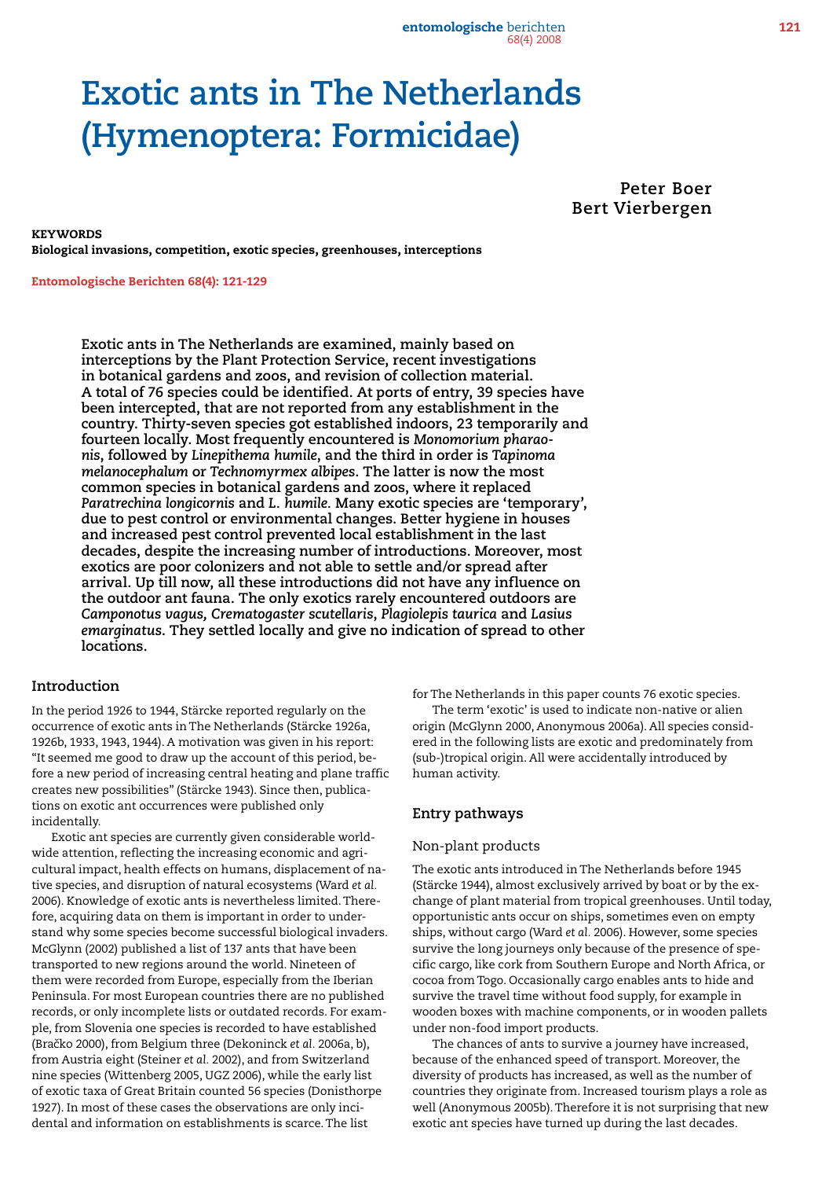# Exotic ants in The Netherlands (Hymenoptera: Formicidae)

**Peter Boer**
**Bert Vierbergen**

**KEYWORDS**
**Biological invasions, competition, exotic species, greenhouses, interceptions**

Entomologische Berichten 68(4): 121-129

**Exotic ants in The Netherlands are examined, mainly based on interceptions by the Plant Protection Service, recent investigations in botanical gardens and zoos, and revision of collection material. A total of 76 species could be identified. At ports of entry, 39 species have been intercepted, that are not reported from any establishment in the country. Thirty-seven species got established indoors, 23 temporarily and fourteen locally. Most frequently encountered is *Monomorium pharaonis*, followed by *Linepithema humile*, and the third in order is *Tapinoma melanocephalum* or *Technomyrmex albipes*. The latter is now the most common species in botanical gardens and zoos, where it replaced *Paratrechina longicornis* and *L. humile*. Many exotic species are 'temporary', due to pest control or environmental changes. Better hygiene in houses and increased pest control prevented local establishment in the last decades, despite the increasing number of introductions. Moreover, most exotics are poor colonizers and not able to settle and/or spread after arrival. Up till now, all these introductions did not have any influence on the outdoor ant fauna. The only exotics rarely encountered outdoors are *Camponotus vagus, Crematogaster scutellaris*, *Plagiolepis taurica* and *Lasius emarginatus*. They settled locally and give no indication of spread to other locations.**

## Introduction

In the period 1926 to 1944, Stärcke reported regularly on the occurrence of exotic ants in The Netherlands (Stärcke 1926a, 1926b, 1933, 1943, 1944). A motivation was given in his report: "It seemed me good to draw up the account of this period, before a new period of increasing central heating and plane traffic creates new possibilities" (Stärcke 1943). Since then, publications on exotic ant occurrences were published only incidentally.

Exotic ant species are currently given considerable worldwide attention, reflecting the increasing economic and agricultural impact, health effects on humans, displacement of native species, and disruption of natural ecosystems (Ward *et al.* 2006). Knowledge of exotic ants is nevertheless limited. Therefore, acquiring data on them is important in order to understand why some species become successful biological invaders. McGlynn (2002) published a list of 137 ants that have been transported to new regions around the world. Nineteen of them were recorded from Europe, especially from the Iberian Peninsula. For most European countries there are no published records, or only incomplete lists or outdated records. For example, from Slovenia one species is recorded to have established (Bračko 2000), from Belgium three (Dekoninck *et al.* 2006a, b), from Austria eight (Steiner *et al.* 2002), and from Switzerland nine species (Wittenberg 2005, UGZ 2006), while the early list of exotic taxa of Great Britain counted 56 species (Donisthorpe 1927). In most of these cases the observations are only incidental and information on establishments is scarce. The list for The Netherlands in this paper counts 76 exotic species.

The term 'exotic' is used to indicate non-native or alien origin (McGlynn 2000, Anonymous 2006a). All species considered in the following lists are exotic and predominately from (sub-)tropical origin. All were accidentally introduced by human activity.

## Entry pathways

### Non-plant products

The exotic ants introduced in The Netherlands before 1945 (Stärcke 1944), almost exclusively arrived by boat or by the exchange of plant material from tropical greenhouses. Until today, opportunistic ants occur on ships, sometimes even on empty ships, without cargo (Ward *et al.* 2006). However, some species survive the long journeys only because of the presence of specific cargo, like cork from Southern Europe and North Africa, or cocoa from Togo. Occasionally cargo enables ants to hide and survive the travel time without food supply, for example in wooden boxes with machine components, or in wooden pallets under non-food import products.

The chances of ants to survive a journey have increased, because of the enhanced speed of transport. Moreover, the diversity of products has increased, as well as the number of countries they originate from. Increased tourism plays a role as well (Anonymous 2005b). Therefore it is not surprising that new exotic ant species have turned up during the last decades.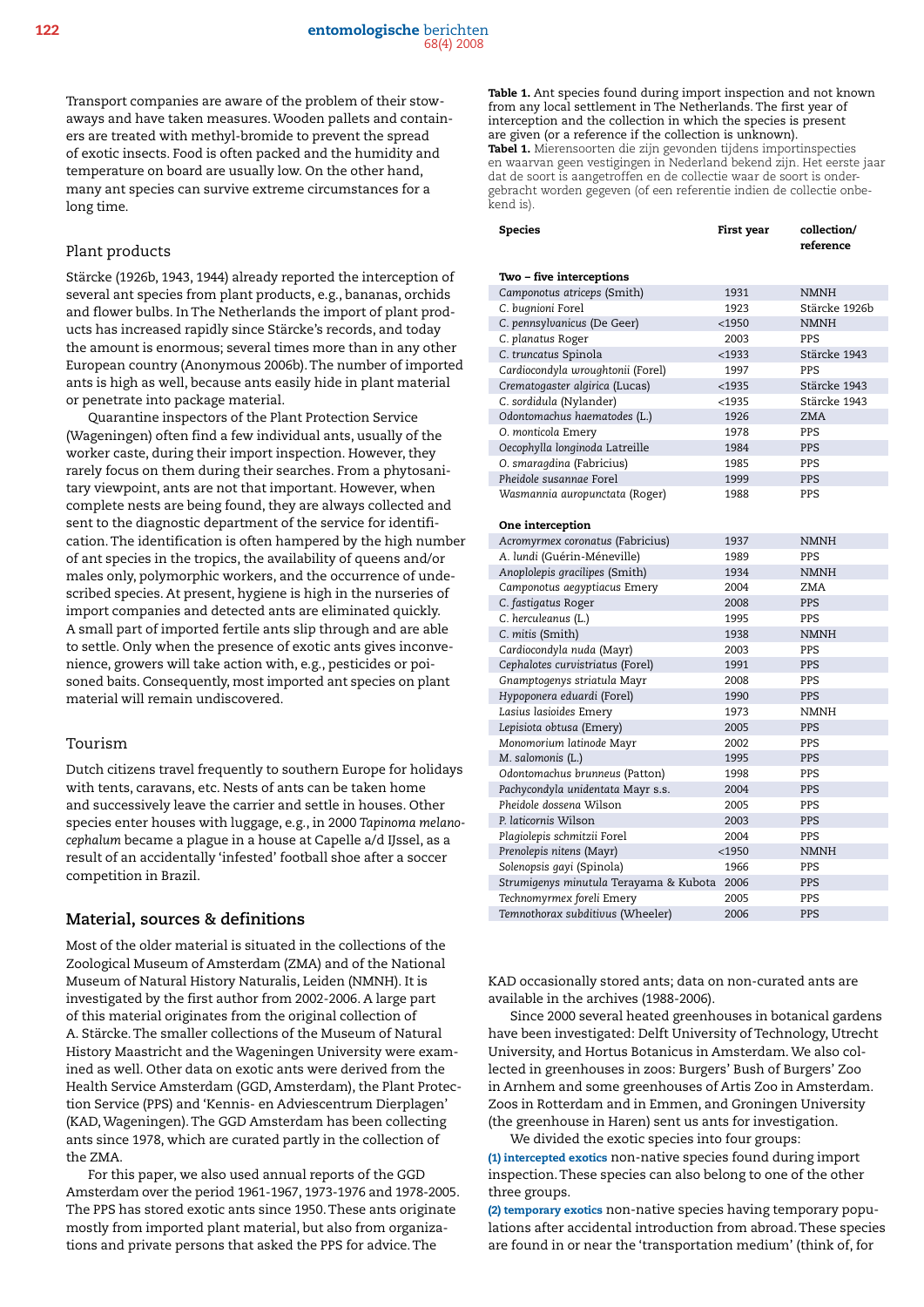Transport companies are aware of the problem of their stowaways and have taken measures. Wooden pallets and containers are treated with methyl-bromide to prevent the spread of exotic insects. Food is often packed and the humidity and temperature on board are usually low. On the other hand, many ant species can survive extreme circumstances for a long time.

### Plant products

Stärcke (1926b, 1943, 1944) already reported the interception of several ant species from plant products, e.g., bananas, orchids and flower bulbs. In The Netherlands the import of plant products has increased rapidly since Stärcke's records, and today the amount is enormous; several times more than in any other European country (Anonymous 2006b). The number of imported ants is high as well, because ants easily hide in plant material or penetrate into package material.

Quarantine inspectors of the Plant Protection Service (Wageningen) often find a few individual ants, usually of the worker caste, during their import inspection. However, they rarely focus on them during their searches. From a phytosanitary viewpoint, ants are not that important. However, when complete nests are being found, they are always collected and sent to the diagnostic department of the service for identification. The identification is often hampered by the high number of ant species in the tropics, the availability of queens and/or males only, polymorphic workers, and the occurrence of undescribed species. At present, hygiene is high in the nurseries of import companies and detected ants are eliminated quickly. A small part of imported fertile ants slip through and are able to settle. Only when the presence of exotic ants gives inconvenience, growers will take action with, e.g., pesticides or poisoned baits. Consequently, most imported ant species on plant material will remain undiscovered.

### Tourism

Dutch citizens travel frequently to southern Europe for holidays with tents, caravans, etc. Nests of ants can be taken home and successively leave the carrier and settle in houses. Other species enter houses with luggage, e.g., in 2000 *Tapinoma melanocephalum* became a plague in a house at Capelle a/d IJssel, as a result of an accidentally 'infested' football shoe after a soccer competition in Brazil.

## Material, sources & definitions

Most of the older material is situated in the collections of the Zoological Museum of Amsterdam (ZMA) and of the National Museum of Natural History Naturalis, Leiden (NMNH). It is investigated by the first author from 2002-2006. A large part of this material originates from the original collection of A. Stärcke. The smaller collections of the Museum of Natural History Maastricht and the Wageningen University were examined as well. Other data on exotic ants were derived from the Health Service Amsterdam (GGD, Amsterdam), the Plant Protection Service (PPS) and 'Kennis- en Adviescentrum Dierplagen' (KAD, Wageningen). The GGD Amsterdam has been collecting ants since 1978, which are curated partly in the collection of the ZMA.

For this paper, we also used annual reports of the GGD Amsterdam over the period 1961-1967, 1973-1976 and 1978-2005. The PPS has stored exotic ants since 1950. These ants originate mostly from imported plant material, but also from organizations and private persons that asked the PPS for advice. The KAD occasionally stored ants; data on non-curated ants are available in the archives (1988-2006).

**Table 1.** Ant species found during import inspection and not known from any local settlement in The Netherlands. The first year of interception and the collection in which the species is present are given (or a reference if the collection is unknown).
**Tabel 1.** Mierensoorten die zijn gevonden tijdens importinspecties en waarvan geen vestigingen in Nederland bekend zijn. Het eerste jaar dat de soort is aangetroffen en de collectie waar de soort is ondergebracht worden gegeven (of een referentie indien de collectie onbekend is).

| Species | First year | collection/ reference |
|---|---|---|
| **Two – five interceptions** | | |
| *Camponotus atriceps* (Smith) | 1931 | NMNH |
| *C. bugnioni* Forel | 1923 | Stärcke 1926b |
| *C. pennsylvanicus* (De Geer) | <1950 | NMNH |
| *C. planatus* Roger | 2003 | PPS |
| *C. truncatus* Spinola | <1933 | Stärcke 1943 |
| *Cardiocondyla wroughtonii* (Forel) | 1997 | PPS |
| *Crematogaster algirica* (Lucas) | <1935 | Stärcke 1943 |
| *C. sordidula* (Nylander) | <1935 | Stärcke 1943 |
| *Odontomachus haematodes* (L.) | 1926 | ZMA |
| *O. monticola* Emery | 1978 | PPS |
| *Oecophylla longinoda* Latreille | 1984 | PPS |
| *O. smaragdina* (Fabricius) | 1985 | PPS |
| *Pheidole susannae* Forel | 1999 | PPS |
| *Wasmannia auropunctata* (Roger) | 1988 | PPS |
| **One interception** | | |
| *Acromyrmex coronatus* (Fabricius) | 1937 | NMNH |
| *A. lundi* (Guérin-Méneville) | 1989 | PPS |
| *Anoplolepis gracilipes* (Smith) | 1934 | NMNH |
| *Camponotus aegyptiacus* Emery | 2004 | ZMA |
| *C. fastigatus* Roger | 2008 | PPS |
| *C. herculeanus* (L.) | 1995 | PPS |
| *C. mitis* (Smith) | 1938 | NMNH |
| *Cardiocondyla nuda* (Mayr) | 2003 | PPS |
| *Cephalotes curvistriatus* (Forel) | 1991 | PPS |
| *Gnamptogenys striatula* Mayr | 2008 | PPS |
| *Hypoponera eduardi* (Forel) | 1990 | PPS |
| *Lasius lasioides* Emery | 1973 | NMNH |
| *Lepisiota obtusa* (Emery) | 2005 | PPS |
| *Monomorium latinode* Mayr | 2002 | PPS |
| *M. salomonis* (L.) | 1995 | PPS |
| *Odontomachus brunneus* (Patton) | 1998 | PPS |
| *Pachycondyla unidentata* Mayr s.s. | 2004 | PPS |
| *Pheidole dossena* Wilson | 2005 | PPS |
| *P. laticornis* Wilson | 2003 | PPS |
| *Plagiolepis schmitzii* Forel | 2004 | PPS |
| *Prenolepis nitens* (Mayr) | <1950 | NMNH |
| *Solenopsis gayi* (Spinola) | 1966 | PPS |
| *Strumigenys minutula* Terayama & Kubota | 2006 | PPS |
| *Technomyrmex foreli* Emery | 2005 | PPS |
| *Temnothorax subditivus* (Wheeler) | 2006 | PPS |

Since 2000 several heated greenhouses in botanical gardens have been investigated: Delft University of Technology, Utrecht University, and Hortus Botanicus in Amsterdam. We also collected in greenhouses in zoos: Burgers' Bush of Burgers' Zoo in Arnhem and some greenhouses of Artis Zoo in Amsterdam. Zoos in Rotterdam and in Emmen, and Groningen University (the greenhouse in Haren) sent us ants for investigation.

We divided the exotic species into four groups:

**(1) intercepted exotics** non-native species found during import inspection. These species can also belong to one of the other three groups.

**(2) temporary exotics** non-native species having temporary populations after accidental introduction from abroad. These species are found in or near the 'transportation medium' (think of, for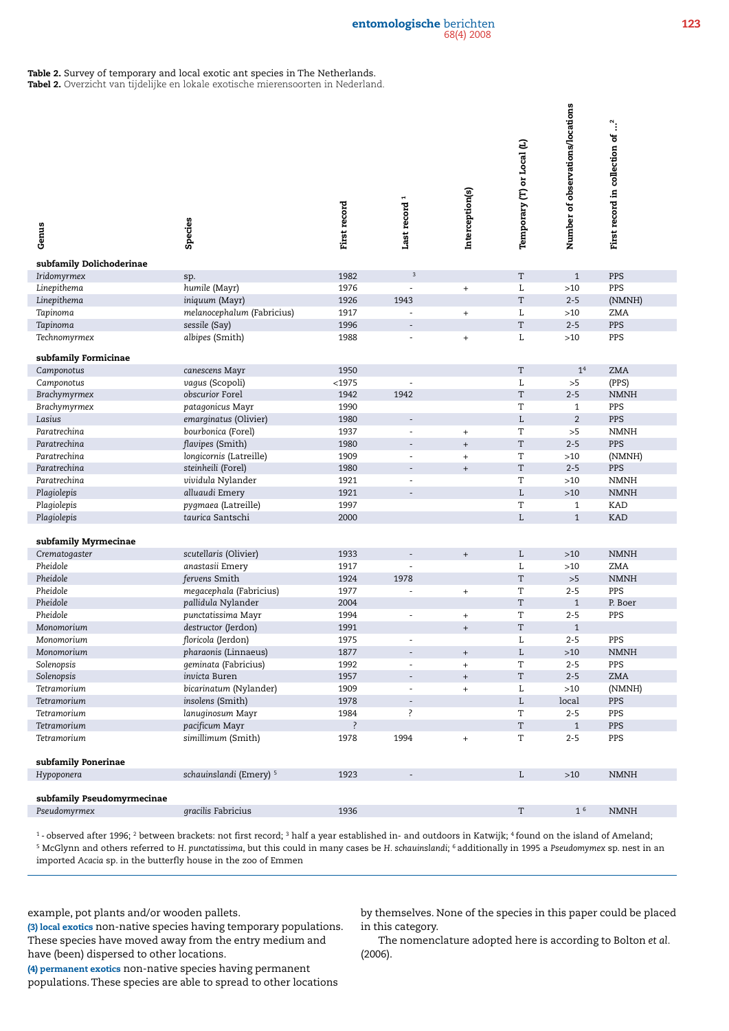**Table 2.** Survey of temporary and local exotic ant species in The Netherlands.
**Tabel 2.** Overzicht van tijdelijke en lokale exotische mierensoorten in Nederland.

| Genus | Species | First record | Last record [1] | Interception(s) | Temporary (T) or Local (L) | Number of observations/locations | First record in collection of ...[2] |
|---|---|---|---|---|---|---|---|
| **subfamily Dolichoderinae** | | | | | | | |
| *Iridomyrmex* | sp. | 1982 | [3] | | T | 1 | PPS |
| *Linepithema* | *humile* (Mayr) | 1976 | - | + | L | >10 | PPS |
| *Linepithema* | *iniquum* (Mayr) | 1926 | 1943 | | T | 2-5 | (NMNH) |
| *Tapinoma* | *melanocephalum* (Fabricius) | 1917 | - | + | L | >10 | ZMA |
| *Tapinoma* | *sessile* (Say) | 1996 | - | | T | 2-5 | PPS |
| *Technomyrmex* | *albipes* (Smith) | 1988 | - | + | L | >10 | PPS |
| **subfamily Formicinae** | | | | | | | |
| *Camponotus* | *canescens* Mayr | 1950 | | | T | 1[4] | ZMA |
| *Camponotus* | *vagus* (Scopoli) | <1975 | - | | L | >5 | (PPS) |
| *Brachymyrmex* | *obscurior* Forel | 1942 | 1942 | | T | 2-5 | NMNH |
| *Brachymyrmex* | *patagonicus* Mayr | 1990 | | | T | 1 | PPS |
| *Lasius* | *emarginatus* (Olivier) | 1980 | - | | L | 2 | PPS |
| *Paratrechina* | *bourbonica* (Forel) | 1937 | - | + | T | >5 | NMNH |
| *Paratrechina* | *flavipes* (Smith) | 1980 | - | + | T | 2-5 | PPS |
| *Paratrechina* | *longicornis* (Latreille) | 1909 | - | + | T | >10 | (NMNH) |
| *Paratrechina* | *steinheili* (Forel) | 1980 | - | + | T | 2-5 | PPS |
| *Paratrechina* | *vividula* Nylander | 1921 | - | | T | >10 | NMNH |
| *Plagiolepis* | *alluaudi* Emery | 1921 | - | | L | >10 | NMNH |
| *Plagiolepis* | *pygmaea* (Latreille) | 1997 | | | T | 1 | KAD |
| *Plagiolepis* | *taurica* Santschi | 2000 | | | L | 1 | KAD |
| **subfamily Myrmecinae** | | | | | | | |
| *Crematogaster* | *scutellaris* (Olivier) | 1933 | - | + | L | >10 | NMNH |
| *Pheidole* | *anastasii* Emery | 1917 | - | | L | >10 | ZMA |
| *Pheidole* | *fervens* Smith | 1924 | 1978 | | T | >5 | NMNH |
| *Pheidole* | *megacephala* (Fabricius) | 1977 | - | + | T | 2-5 | PPS |
| *Pheidole* | *pallidula* Nylander | 2004 | | | T | 1 | P. Boer |
| *Pheidole* | *punctatissima* Mayr | 1994 | - | + | T | 2-5 | PPS |
| *Monomorium* | *destructor* (Jerdon) | 1991 | | + | T | 1 | |
| *Monomorium* | *floricola* (Jerdon) | 1975 | - | | L | 2-5 | PPS |
| *Monomorium* | *pharaonis* (Linnaeus) | 1877 | - | + | L | >10 | NMNH |
| *Solenopsis* | *geminata* (Fabricius) | 1992 | - | + | T | 2-5 | PPS |
| *Solenopsis* | *invicta* Buren | 1957 | - | + | T | 2-5 | ZMA |
| *Tetramorium* | *bicarinatum* (Nylander) | 1909 | - | + | L | >10 | (NMNH) |
| *Tetramorium* | *insolens* (Smith) | 1978 | - | | L | local | PPS |
| *Tetramorium* | *lanuginosum* Mayr | 1984 | ? | | T | 2-5 | PPS |
| *Tetramorium* | *pacificum* Mayr | ? | | | T | 1 | PPS |
| *Tetramorium* | *simillimum* (Smith) | 1978 | 1994 | + | T | 2-5 | PPS |
| **subfamily Ponerinae** | | | | | | | |
| *Hypoponera* | *schauinslandi* (Emery) [5] | 1923 | - | | L | >10 | NMNH |
| **subfamily Pseudomyrmecinae** | | | | | | | |
| *Pseudomyrmex* | *gracilis* Fabricius | 1936 | | | T | 1[6] | NMNH |

[1] - observed after 1996; [2] between brackets: not first record; [3] half a year established in- and outdoors in Katwijk; [4] found on the island of Ameland; [5] McGlynn and others referred to *H. punctatissima*, but this could in many cases be *H. schauinslandi*; [6] additionally in 1995 a *Pseudomymex* sp. nest in an imported *Acacia* sp. in the butterfly house in the zoo of Emmen

example, pot plants and/or wooden pallets.

**(3) local exotics** non-native species having temporary populations. These species have moved away from the entry medium and have (been) dispersed to other locations.

**(4) permanent exotics** non-native species having permanent populations. These species are able to spread to other locations by themselves. None of the species in this paper could be placed in this category.

The nomenclature adopted here is according to Bolton *et al.* (2006).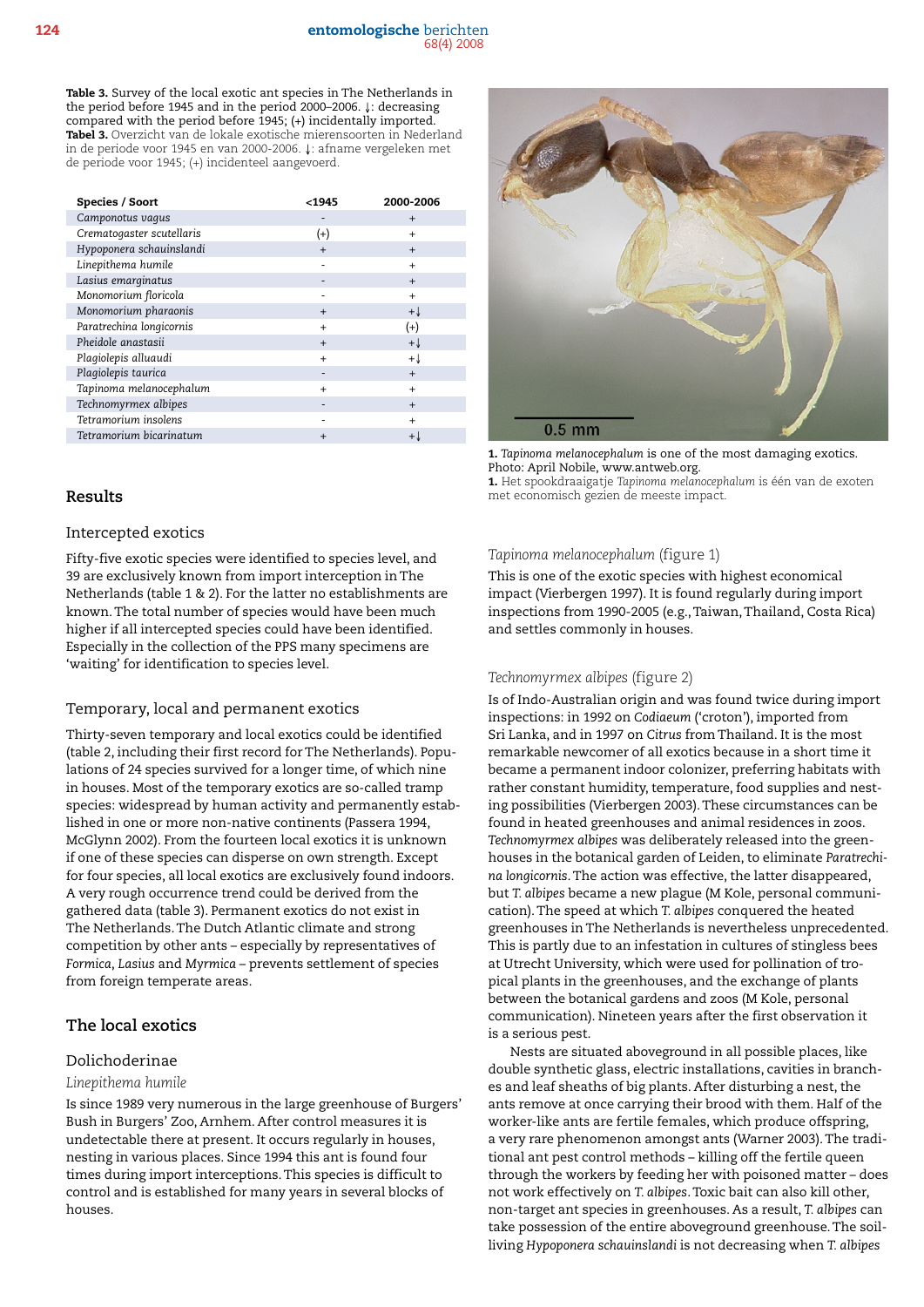**Table 3.** Survey of the local exotic ant species in The Netherlands in the period before 1945 and in the period 2000–2006. ↓: decreasing compared with the period before 1945; (+) incidentally imported.
**Tabel 3.** Overzicht van de lokale exotische mierensoorten in Nederland in de periode voor 1945 en van 2000-2006. ↓: afname vergeleken met de periode voor 1945; (+) incidenteel aangevoerd.

| Species / Soort | <1945 | 2000-2006 |
|---|---|---|
| *Camponotus vagus* | - | + |
| *Crematogaster scutellaris* | (+) | + |
| *Hypoponera schauinslandi* | + | + |
| *Linepithema humile* | - | + |
| *Lasius emarginatus* | - | + |
| *Monomorium floricola* | - | + |
| *Monomorium pharaonis* | + | +↓ |
| *Paratrechina longicornis* | + | (+) |
| *Pheidole anastasii* | + | +↓ |
| *Plagiolepis alluaudi* | + | +↓ |
| *Plagiolepis taurica* | - | + |
| *Tapinoma melanocephalum* | + | + |
| *Technomyrmex albipes* | - | + |
| *Tetramorium insolens* | - | + |
| *Tetramorium bicarinatum* | + | +↓ |

**1.** *Tapinoma melanocephalum* is one of the most damaging exotics. Photo: April Nobile, www.antweb.org.
**1.** Het spookdraaigatje *Tapinoma melanocephalum* is één van de exoten met economisch gezien de meeste impact.

## Results

### Intercepted exotics

Fifty-five exotic species were identified to species level, and 39 are exclusively known from import interception in The Netherlands (table 1 & 2). For the latter no establishments are known. The total number of species would have been much higher if all intercepted species could have been identified. Especially in the collection of the PPS many specimens are 'waiting' for identification to species level.

### Temporary, local and permanent exotics

Thirty-seven temporary and local exotics could be identified (table 2, including their first record for The Netherlands). Populations of 24 species survived for a longer time, of which nine in houses. Most of the temporary exotics are so-called tramp species: widespread by human activity and permanently established in one or more non-native continents (Passera 1994, McGlynn 2002). From the fourteen local exotics it is unknown if one of these species can disperse on own strength. Except for four species, all local exotics are exclusively found indoors. A very rough occurrence trend could be derived from the gathered data (table 3). Permanent exotics do not exist in The Netherlands. The Dutch Atlantic climate and strong competition by other ants – especially by representatives of *Formica*, *Lasius* and *Myrmica* – prevents settlement of species from foreign temperate areas.

## The local exotics

### Dolichoderinae

*Linepithema humile*

Is since 1989 very numerous in the large greenhouse of Burgers' Bush in Burgers' Zoo, Arnhem. After control measures it is undetectable there at present. It occurs regularly in houses, nesting in various places. Since 1994 this ant is found four times during import interceptions. This species is difficult to control and is established for many years in several blocks of houses.

*Tapinoma melanocephalum* (figure 1)

This is one of the exotic species with highest economical impact (Vierbergen 1997). It is found regularly during import inspections from 1990-2005 (e.g., Taiwan, Thailand, Costa Rica) and settles commonly in houses.

*Technomyrmex albipes* (figure 2)

Is of Indo-Australian origin and was found twice during import inspections: in 1992 on *Codiaeum* ('croton'), imported from Sri Lanka, and in 1997 on *Citrus* from Thailand. It is the most remarkable newcomer of all exotics because in a short time it became a permanent indoor colonizer, preferring habitats with rather constant humidity, temperature, food supplies and nesting possibilities (Vierbergen 2003). These circumstances can be found in heated greenhouses and animal residences in zoos. *Technomyrmex albipes* was deliberately released into the greenhouses in the botanical garden of Leiden, to eliminate *Paratrechina longicornis*. The action was effective, the latter disappeared, but *T. albipes* became a new plague (M Kole, personal communication). The speed at which *T. albipes* conquered the heated greenhouses in The Netherlands is nevertheless unprecedented. This is partly due to an infestation in cultures of stingless bees at Utrecht University, which were used for pollination of tropical plants in the greenhouses, and the exchange of plants between the botanical gardens and zoos (M Kole, personal communication). Nineteen years after the first observation it is a serious pest.

Nests are situated aboveground in all possible places, like double synthetic glass, electric installations, cavities in branches and leaf sheaths of big plants. After disturbing a nest, the ants remove at once carrying their brood with them. Half of the worker-like ants are fertile females, which produce offspring, a very rare phenomenon amongst ants (Warner 2003). The traditional ant pest control methods – killing off the fertile queen through the workers by feeding her with poisoned matter – does not work effectively on *T. albipes*. Toxic bait can also kill other, non-target ant species in greenhouses. As a result, *T. albipes* can take possession of the entire aboveground greenhouse. The soil-living *Hypoponera schauinslandi* is not decreasing when *T. albipes*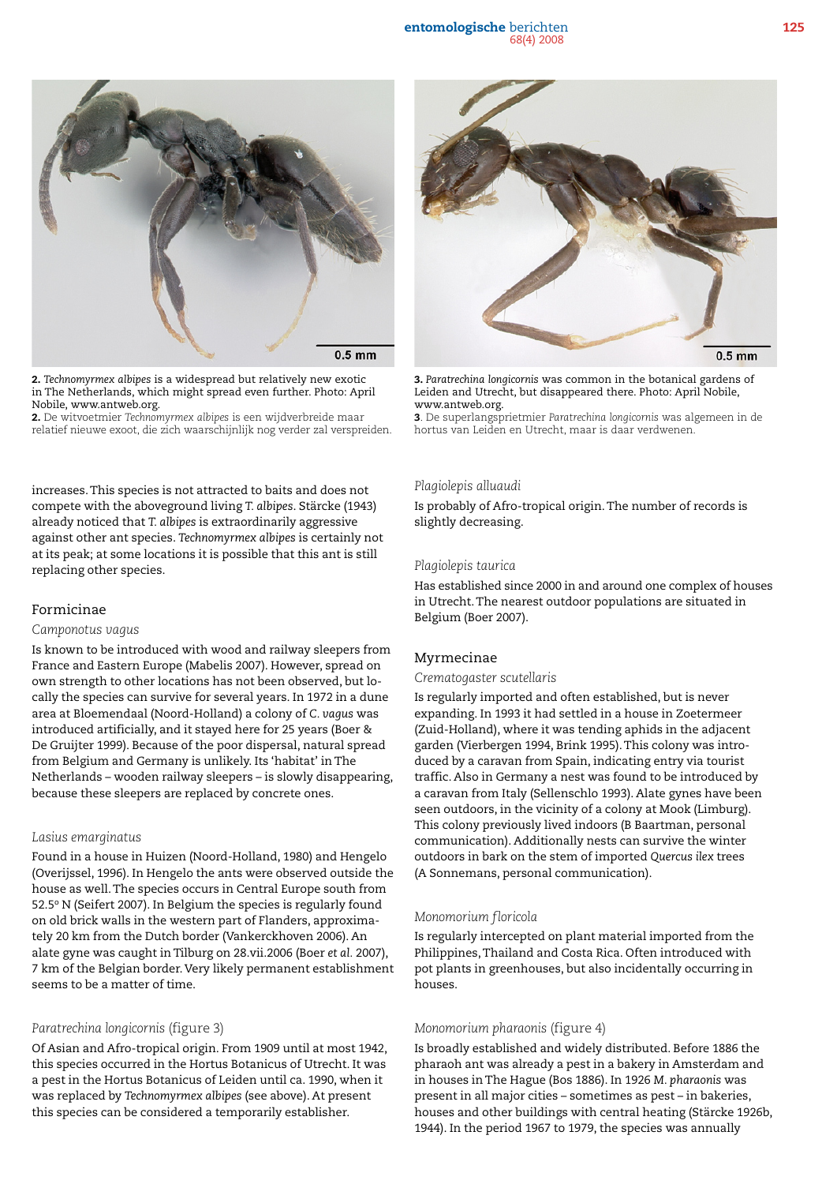**2.** *Technomyrmex albipes* is a widespread but relatively new exotic in The Netherlands, which might spread even further. Photo: April Nobile, www.antweb.org.
**2.** De witvoetmier *Technomyrmex albipes* is een wijdverbreide maar relatief nieuwe exoot, die zich waarschijnlijk nog verder zal verspreiden.

**3.** *Paratrechina longicornis* was common in the botanical gardens of Leiden and Utrecht, but disappeared there. Photo: April Nobile, www.antweb.org.
**3**. De superlangsprietmier *Paratrechina longicornis* was algemeen in de hortus van Leiden en Utrecht, maar is daar verdwenen.

increases. This species is not attracted to baits and does not compete with the aboveground living *T. albipes*. Stärcke (1943) already noticed that *T. albipes* is extraordinarily aggressive against other ant species. *Technomyrmex albipes* is certainly not at its peak; at some locations it is possible that this ant is still replacing other species.

## Formicinae

### *Camponotus vagus*

Is known to be introduced with wood and railway sleepers from France and Eastern Europe (Mabelis 2007). However, spread on own strength to other locations has not been observed, but locally the species can survive for several years. In 1972 in a dune area at Bloemendaal (Noord-Holland) a colony of *C. vagus* was introduced artificially, and it stayed here for 25 years (Boer & De Gruijter 1999). Because of the poor dispersal, natural spread from Belgium and Germany is unlikely. Its 'habitat' in The Netherlands – wooden railway sleepers – is slowly disappearing, because these sleepers are replaced by concrete ones.

### *Lasius emarginatus*

Found in a house in Huizen (Noord-Holland, 1980) and Hengelo (Overijssel, 1996). In Hengelo the ants were observed outside the house as well. The species occurs in Central Europe south from 52.5° N (Seifert 2007). In Belgium the species is regularly found on old brick walls in the western part of Flanders, approximately 20 km from the Dutch border (Vankerckhoven 2006). An alate gyne was caught in Tilburg on 28.vii.2006 (Boer *et al.* 2007), 7 km of the Belgian border. Very likely permanent establishment seems to be a matter of time.

### *Paratrechina longicornis* (figure 3)

Of Asian and Afro-tropical origin. From 1909 until at most 1942, this species occurred in the Hortus Botanicus of Utrecht. It was a pest in the Hortus Botanicus of Leiden until ca. 1990, when it was replaced by *Technomyrmex albipes* (see above). At present this species can be considered a temporarily establisher.

### *Plagiolepis alluaudi*

Is probably of Afro-tropical origin. The number of records is slightly decreasing.

### *Plagiolepis taurica*

Has established since 2000 in and around one complex of houses in Utrecht. The nearest outdoor populations are situated in Belgium (Boer 2007).

## Myrmecinae

### *Crematogaster scutellaris*

Is regularly imported and often established, but is never expanding. In 1993 it had settled in a house in Zoetermeer (Zuid-Holland), where it was tending aphids in the adjacent garden (Vierbergen 1994, Brink 1995). This colony was introduced by a caravan from Spain, indicating entry via tourist traffic. Also in Germany a nest was found to be introduced by a caravan from Italy (Sellenschlo 1993). Alate gynes have been seen outdoors, in the vicinity of a colony at Mook (Limburg). This colony previously lived indoors (B Baartman, personal communication). Additionally nests can survive the winter outdoors in bark on the stem of imported *Quercus ilex* trees (A Sonnemans, personal communication).

### *Monomorium floricola*

Is regularly intercepted on plant material imported from the Philippines, Thailand and Costa Rica. Often introduced with pot plants in greenhouses, but also incidentally occurring in houses.

### *Monomorium pharaonis* (figure 4)

Is broadly established and widely distributed. Before 1886 the pharaoh ant was already a pest in a bakery in Amsterdam and in houses in The Hague (Bos 1886). In 1926 *M. pharaonis* was present in all major cities – sometimes as pest – in bakeries, houses and other buildings with central heating (Stärcke 1926b, 1944). In the period 1967 to 1979, the species was annually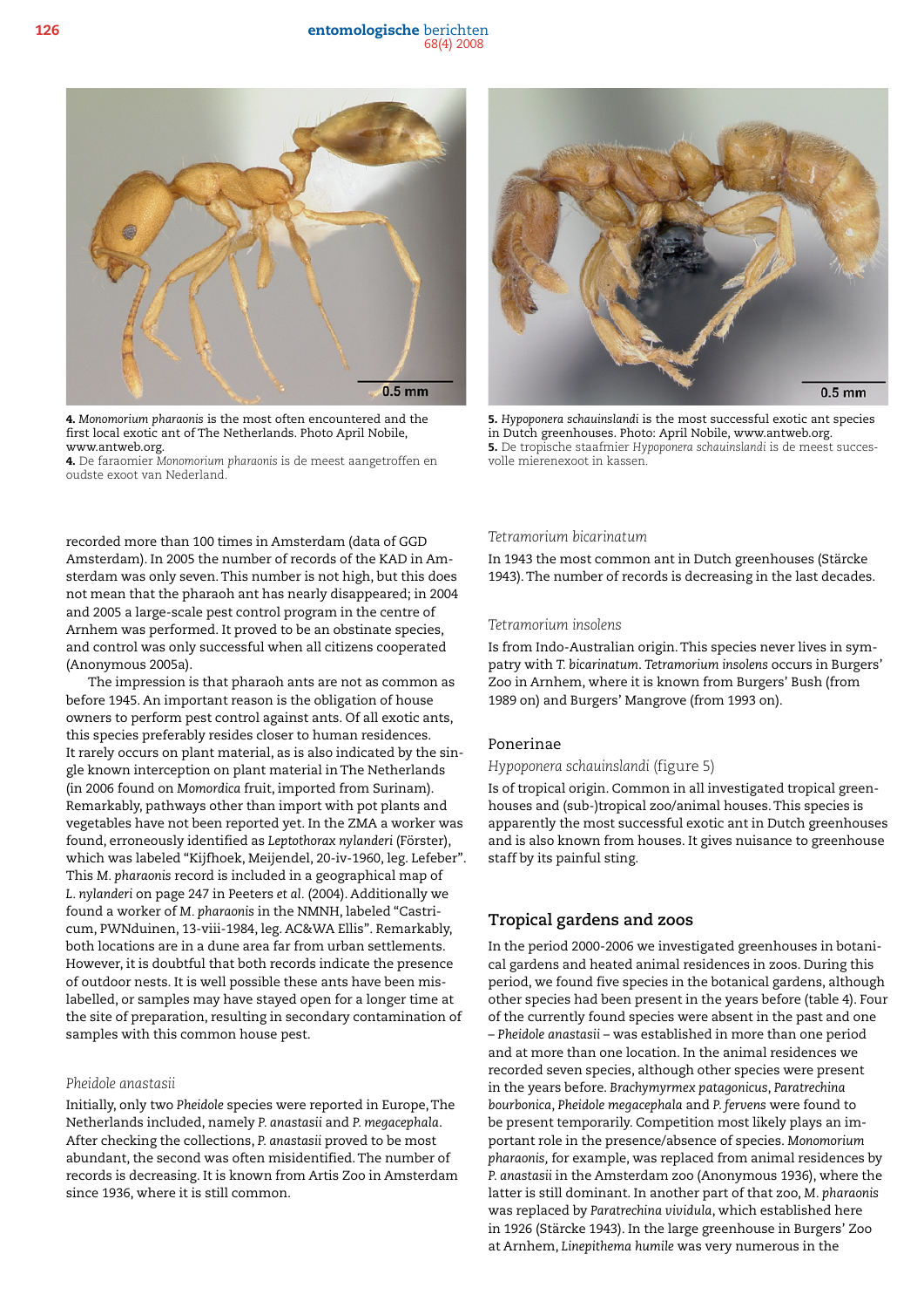**4.** *Monomorium pharaonis* is the most often encountered and the first local exotic ant of The Netherlands. Photo April Nobile, www.antweb.org.
**4.** De faraomier *Monomorium pharaonis* is de meest aangetroffen en oudste exoot van Nederland.

**5.** *Hypoponera schauinslandi* is the most successful exotic ant species in Dutch greenhouses. Photo: April Nobile, www.antweb.org.
**5.** De tropische staafmier *Hypoponera schauinslandi* is de meest succesvolle mierenexoot in kassen.

recorded more than 100 times in Amsterdam (data of GGD Amsterdam). In 2005 the number of records of the KAD in Amsterdam was only seven. This number is not high, but this does not mean that the pharaoh ant has nearly disappeared; in 2004 and 2005 a large-scale pest control program in the centre of Arnhem was performed. It proved to be an obstinate species, and control was only successful when all citizens cooperated (Anonymous 2005a).

The impression is that pharaoh ants are not as common as before 1945. An important reason is the obligation of house owners to perform pest control against ants. Of all exotic ants, this species preferably resides closer to human residences. It rarely occurs on plant material, as is also indicated by the single known interception on plant material in The Netherlands (in 2006 found on *Momordica* fruit, imported from Surinam). Remarkably, pathways other than import with pot plants and vegetables have not been reported yet. In the ZMA a worker was found, erroneously identified as *Leptothorax nylanderi* (Förster), which was labeled "Kijfhoek, Meijendel, 20-iv-1960, leg. Lefeber". This *M. pharaonis* record is included in a geographical map of *L. nylanderi* on page 247 in Peeters *et al.* (2004). Additionally we found a worker of *M. pharaonis* in the NMNH, labeled "Castricum, PWNduinen, 13-viii-1984, leg. AC&WA Ellis". Remarkably, both locations are in a dune area far from urban settlements. However, it is doubtful that both records indicate the presence of outdoor nests. It is well possible these ants have been mislabelled, or samples may have stayed open for a longer time at the site of preparation, resulting in secondary contamination of samples with this common house pest.

### *Pheidole anastasii*

Initially, only two *Pheidole* species were reported in Europe, The Netherlands included, namely *P. anastasii* and *P. megacephala*. After checking the collections, *P. anastasii* proved to be most abundant, the second was often misidentified. The number of records is decreasing. It is known from Artis Zoo in Amsterdam since 1936, where it is still common.

### *Tetramorium bicarinatum*

In 1943 the most common ant in Dutch greenhouses (Stärcke 1943). The number of records is decreasing in the last decades.

### *Tetramorium insolens*

Is from Indo-Australian origin. This species never lives in sympatry with *T. bicarinatum*. *Tetramorium insolens* occurs in Burgers' Zoo in Arnhem, where it is known from Burgers' Bush (from 1989 on) and Burgers' Mangrove (from 1993 on).

### Ponerinae

### *Hypoponera schauinslandi* (figure 5)

Is of tropical origin. Common in all investigated tropical greenhouses and (sub-)tropical zoo/animal houses. This species is apparently the most successful exotic ant in Dutch greenhouses and is also known from houses. It gives nuisance to greenhouse staff by its painful sting.

## Tropical gardens and zoos

In the period 2000-2006 we investigated greenhouses in botanical gardens and heated animal residences in zoos. During this period, we found five species in the botanical gardens, although other species had been present in the years before (table 4). Four of the currently found species were absent in the past and one – *Pheidole anastasii* – was established in more than one period and at more than one location. In the animal residences we recorded seven species, although other species were present in the years before. *Brachymyrmex patagonicus*, *Paratrechina bourbonica*, *Pheidole megacephala* and *P. fervens* were found to be present temporarily. Competition most likely plays an important role in the presence/absence of species. *Monomorium pharaonis,* for example, was replaced from animal residences by *P. anastasii* in the Amsterdam zoo (Anonymous 1936), where the latter is still dominant. In another part of that zoo, *M. pharaonis* was replaced by *Paratrechina vividula*, which established here in 1926 (Stärcke 1943). In the large greenhouse in Burgers' Zoo at Arnhem, *Linepithema humile* was very numerous in the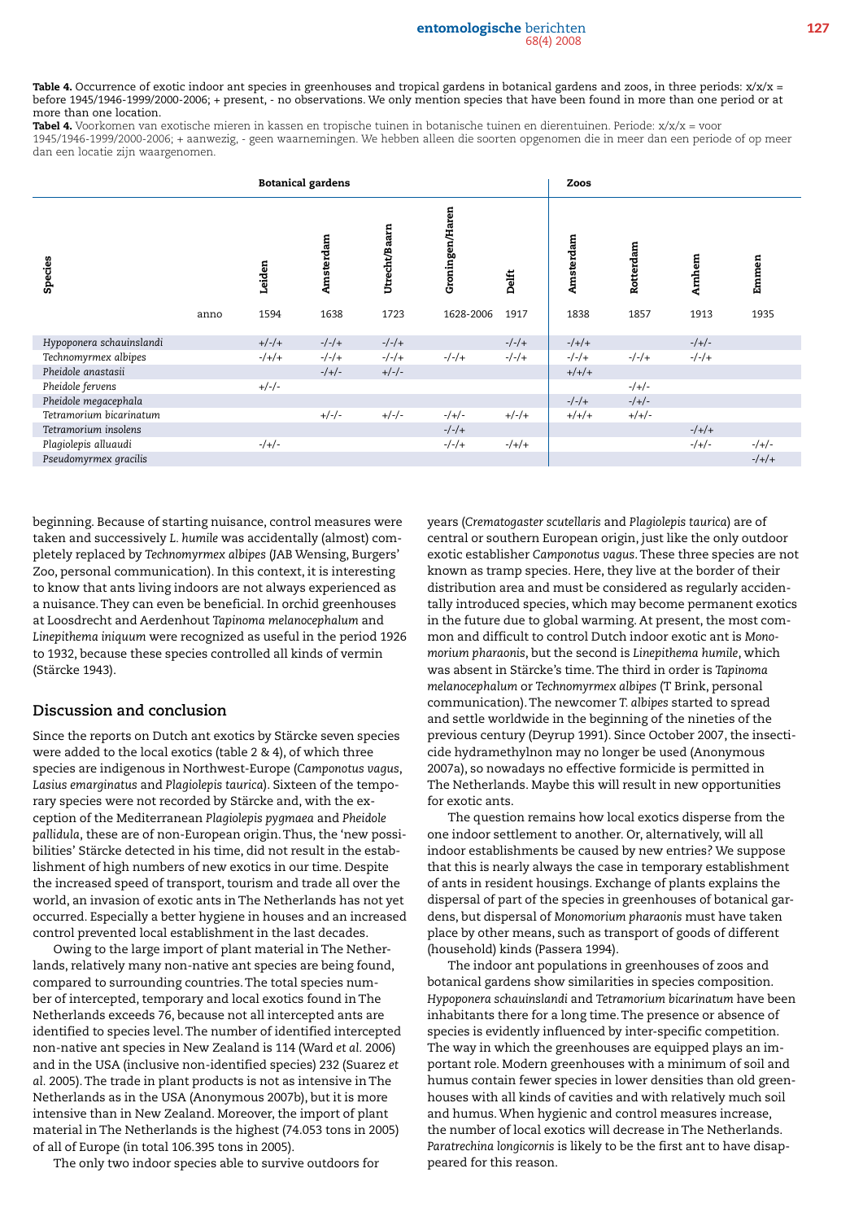**Table 4.** Occurrence of exotic indoor ant species in greenhouses and tropical gardens in botanical gardens and zoos, in three periods: x/x/x = before 1945/1946-1999/2000-2006; + present, - no observations. We only mention species that have been found in more than one period or at more than one location.

**Tabel 4.** Voorkomen van exotische mieren in kassen en tropische tuinen in botanische tuinen en dierentuinen. Periode: x/x/x = voor 1945/1946-1999/2000-2006; + aanwezig, - geen waarnemingen. We hebben alleen die soorten opgenomen die in meer dan een periode of op meer dan een locatie zijn waargenomen.

| | | Botanical gardens | | | | | Zoos | | | |
|---|---|---|---|---|---|---|---|---|---|---|
| Species | | Leiden | Amsterdam | Utrecht/Baarn | Groningen/Haren | Delft | Amsterdam | Rotterdam | Arnhem | Emmen |
| | anno | 1594 | 1638 | 1723 | 1628-2006 | 1917 | 1838 | 1857 | 1913 | 1935 |
| *Hypoponera schauinslandi* | | +/-/+ | -/-/+ | -/-/+ | | -/-/+ | -/+/+ | | -/+/- | |
| *Technomyrmex albipes* | | -/+/+ | -/-/+ | -/-/+ | -/-/+ | -/-/+ | -/-/+ | -/-/+ | -/-/+ | |
| *Pheidole anastasii* | | | -/+/- | +/-/- | | | +/+/+ | | | |
| *Pheidole fervens* | | +/-/- | | | | | | -/+/- | | |
| *Pheidole megacephala* | | | | | | | -/-/+ | -/+/- | | |
| *Tetramorium bicarinatum* | | | +/-/- | +/-/- | -/+/- | +/-/+ | +/+/+ | +/+/- | | |
| *Tetramorium insolens* | | | | | -/-/+ | | | | -/+/+ | |
| *Plagiolepis alluaudi* | | -/+/- | | | -/-/+ | -/+/+ | | | -/+/- | -/+/- |
| *Pseudomyrmex gracilis* | | | | | | | | | | -/+/+ |

beginning. Because of starting nuisance, control measures were taken and successively *L. humile* was accidentally (almost) completely replaced by *Technomyrmex albipes* (JAB Wensing, Burgers' Zoo, personal communication). In this context, it is interesting to know that ants living indoors are not always experienced as a nuisance. They can even be beneficial. In orchid greenhouses at Loosdrecht and Aerdenhout *Tapinoma melanocephalum* and *Linepithema iniquum* were recognized as useful in the period 1926 to 1932, because these species controlled all kinds of vermin (Stärcke 1943).

## Discussion and conclusion

Since the reports on Dutch ant exotics by Stärcke seven species were added to the local exotics (table 2 & 4), of which three species are indigenous in Northwest-Europe (*Camponotus vagus*, *Lasius emarginatus* and *Plagiolepis taurica*). Sixteen of the temporary species were not recorded by Stärcke and, with the exception of the Mediterranean *Plagiolepis pygmaea* and *Pheidole pallidula*, these are of non-European origin. Thus, the 'new possibilities' Stärcke detected in his time, did not result in the establishment of high numbers of new exotics in our time. Despite the increased speed of transport, tourism and trade all over the world, an invasion of exotic ants in The Netherlands has not yet occurred. Especially a better hygiene in houses and an increased control prevented local establishment in the last decades.

Owing to the large import of plant material in The Netherlands, relatively many non-native ant species are being found, compared to surrounding countries. The total species number of intercepted, temporary and local exotics found in The Netherlands exceeds 76, because not all intercepted ants are identified to species level. The number of identified intercepted non-native ant species in New Zealand is 114 (Ward *et al.* 2006) and in the USA (inclusive non-identified species) 232 (Suarez *et al.* 2005). The trade in plant products is not as intensive in The Netherlands as in the USA (Anonymous 2007b), but it is more intensive than in New Zealand. Moreover, the import of plant material in The Netherlands is the highest (74.053 tons in 2005) of all of Europe (in total 106.395 tons in 2005).

The only two indoor species able to survive outdoors for years (*Crematogaster scutellaris* and *Plagiolepis taurica*) are of central or southern European origin, just like the only outdoor exotic establisher *Camponotus vagus*. These three species are not known as tramp species. Here, they live at the border of their distribution area and must be considered as regularly accidentally introduced species, which may become permanent exotics in the future due to global warming. At present, the most common and difficult to control Dutch indoor exotic ant is *Monomorium pharaonis*, but the second is *Linepithema humile*, which was absent in Stärcke's time. The third in order is *Tapinoma melanocephalum* or *Technomyrmex albipes* (T Brink, personal communication). The newcomer *T. albipes* started to spread and settle worldwide in the beginning of the nineties of the previous century (Deyrup 1991). Since October 2007, the insecticide hydramethylnon may no longer be used (Anonymous 2007a), so nowadays no effective formicide is permitted in The Netherlands. Maybe this will result in new opportunities for exotic ants.

The question remains how local exotics disperse from the one indoor settlement to another. Or, alternatively, will all indoor establishments be caused by new entries? We suppose that this is nearly always the case in temporary establishment of ants in resident housings. Exchange of plants explains the dispersal of part of the species in greenhouses of botanical gardens, but dispersal of *Monomorium pharaonis* must have taken place by other means, such as transport of goods of different (household) kinds (Passera 1994).

The indoor ant populations in greenhouses of zoos and botanical gardens show similarities in species composition. *Hypoponera schauinslandi* and *Tetramorium bicarinatum* have been inhabitants there for a long time. The presence or absence of species is evidently influenced by inter-specific competition. The way in which the greenhouses are equipped plays an important role. Modern greenhouses with a minimum of soil and humus contain fewer species in lower densities than old greenhouses with all kinds of cavities and with relatively much soil and humus. When hygienic and control measures increase, the number of local exotics will decrease in The Netherlands. *Paratrechina longicornis* is likely to be the first ant to have disappeared for this reason.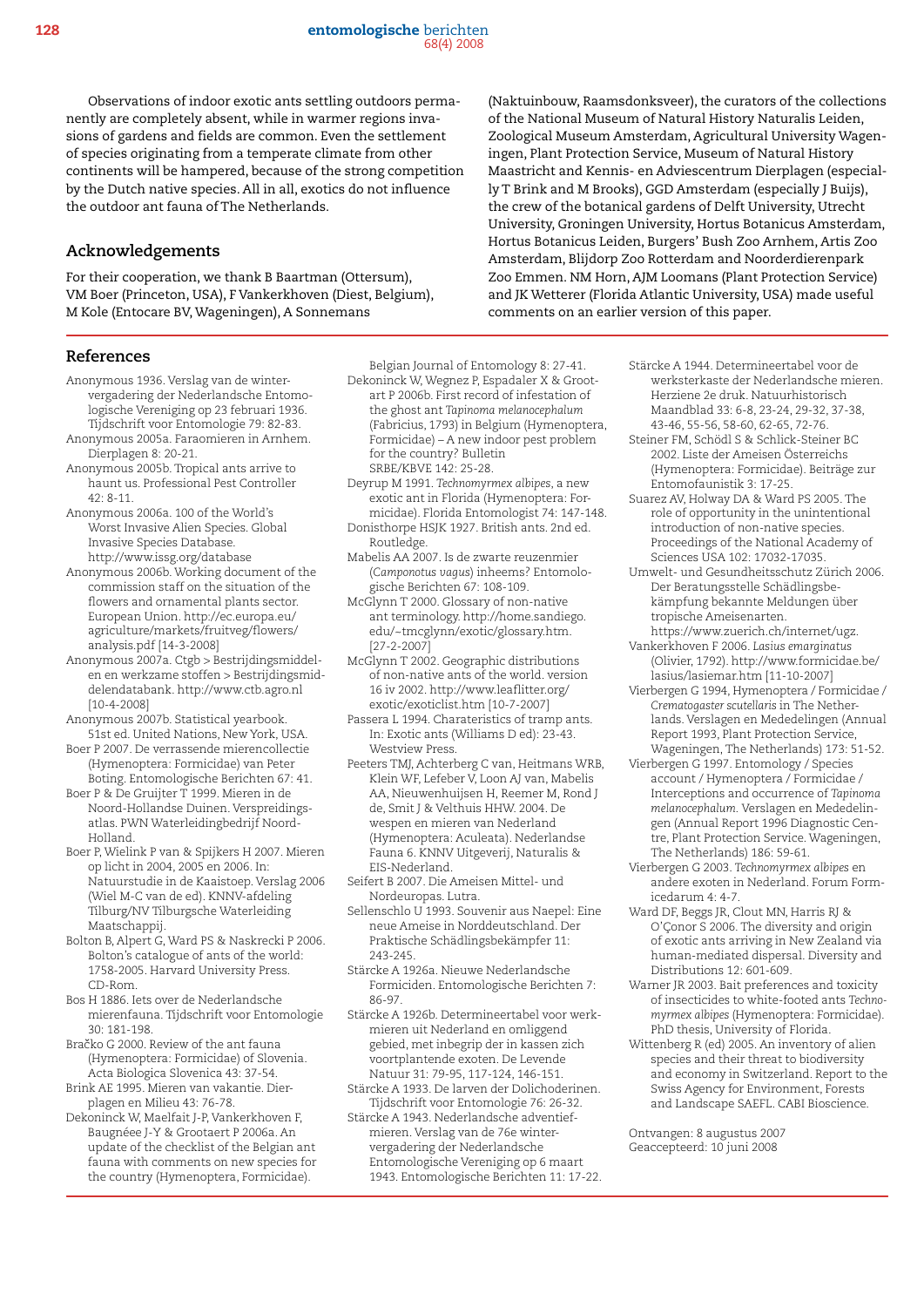Observations of indoor exotic ants settling outdoors permanently are completely absent, while in warmer regions invasions of gardens and fields are common. Even the settlement of species originating from a temperate climate from other continents will be hampered, because of the strong competition by the Dutch native species. All in all, exotics do not influence the outdoor ant fauna of The Netherlands.

## Acknowledgements

For their cooperation, we thank B Baartman (Ottersum), VM Boer (Princeton, USA), F Vankerkhoven (Diest, Belgium), M Kole (Entocare BV, Wageningen), A Sonnemans (Naktuinbouw, Raamsdonksveer), the curators of the collections of the National Museum of Natural History Naturalis Leiden, Zoological Museum Amsterdam, Agricultural University Wageningen, Plant Protection Service, Museum of Natural History Maastricht and Kennis- en Adviescentrum Dierplagen (especially T Brink and M Brooks), GGD Amsterdam (especially J Buijs), the crew of the botanical gardens of Delft University, Utrecht University, Groningen University, Hortus Botanicus Amsterdam, Hortus Botanicus Leiden, Burgers' Bush Zoo Arnhem, Artis Zoo Amsterdam, Blijdorp Zoo Rotterdam and Noorderdierenpark Zoo Emmen. NM Horn, AJM Loomans (Plant Protection Service) and JK Wetterer (Florida Atlantic University, USA) made useful comments on an earlier version of this paper.

## References

Anonymous 1936. Verslag van de wintervergadering der Nederlandsche Entomologische Vereniging op 23 februari 1936. Tijdschrift voor Entomologie 79: 82-83.

Anonymous 2005a. Faraomieren in Arnhem. Dierplagen 8: 20-21.

Anonymous 2005b. Tropical ants arrive to haunt us. Professional Pest Controller 42: 8-11.

Anonymous 2006a. 100 of the World's Worst Invasive Alien Species. Global Invasive Species Database. http://www.issg.org/database

Anonymous 2006b. Working document of the commission staff on the situation of the flowers and ornamental plants sector. European Union. http://ec.europa.eu/agriculture/markets/fruitveg/flowers/analysis.pdf [14-3-2008]

Anonymous 2007a. Ctgb > Bestrijdingsmiddelen en werkzame stoffen > Bestrijdingsmiddelendatabank. http://www.ctb.agro.nl [10-4-2008]

Anonymous 2007b. Statistical yearbook. 51st ed. United Nations, New York, USA.

Boer P 2007. De verrassende mierencollectie (Hymenoptera: Formicidae) van Peter Boting. Entomologische Berichten 67: 41.

Boer P & De Gruijter T 1999. Mieren in de Noord-Hollandse Duinen. Verspreidingsatlas. PWN Waterleidingbedrijf Noord-Holland.

Boer P, Wielink P van & Spijkers H 2007. Mieren op licht in 2004, 2005 en 2006. In: Natuurstudie in de Kaaistoep. Verslag 2006 (Wiel M-C van de ed). KNNV-afdeling Tilburg/NV Tilburgsche Waterleiding Maatschappij.

Bolton B, Alpert G, Ward PS & Naskrecki P 2006. Bolton's catalogue of ants of the world: 1758-2005. Harvard University Press. CD-Rom.

Bos H 1886. Iets over de Nederlandsche mierenfauna. Tijdschrift voor Entomologie 30: 181-198.

Bračko G 2000. Review of the ant fauna (Hymenoptera: Formicidae) of Slovenia. Acta Biologica Slovenica 43: 37-54.

Brink AE 1995. Mieren van vakantie. Dierplagen en Milieu 43: 76-78.

Dekoninck W, Maelfait J-P, Vankerkhoven F, Baugnée J-Y & Grootaert P 2006a. An update of the checklist of the Belgian ant fauna with comments on new species for the country (Hymenoptera, Formicidae). Belgian Journal of Entomology 8: 27-41.

Dekoninck W, Wegnez P, Espadaler X & Grootart P 2006b. First record of infestation of the ghost ant *Tapinoma melanocephalum* (Fabricius, 1793) in Belgium (Hymenoptera, Formicidae) – A new indoor pest problem for the country? Bulletin SRBE/KBVE 142: 25-28.

Deyrup M 1991. *Technomyrmex albipes*, a new exotic ant in Florida (Hymenoptera: Formicidae). Florida Entomologist 74: 147-148.

Donisthorpe HSJK 1927. British ants. 2nd ed. Routledge.

Mabelis AA 2007. Is de zwarte reuzenmier (*Camponotus vagus*) inheems? Entomologische Berichten 67: 108-109.

McGlynn T 2000. Glossary of non-native ant terminology. http://home.sandiego.edu/~tmcglynn/exotic/glossary.htm. [27-2-2007]

McGlynn T 2002. Geographic distributions of non-native ants of the world. version 16 iv 2002. http://www.leaflitter.org/exotic/exoticlist.htm [10-7-2007]

Passera L 1994. Charateristics of tramp ants. In: Exotic ants (Williams D ed): 23-43. Westview Press.

Peeters TMJ, Achterberg C van, Heitmans WRB, Klein WF, Lefeber V, Loon AJ van, Mabelis AA, Nieuwenhuijsen H, Reemer M, Rond J de, Smit J & Velthuis HHW. 2004. De wespen en mieren van Nederland (Hymenoptera: Aculeata). Nederlandse Fauna 6. KNNV Uitgeverij, Naturalis & EIS-Nederland.

Seifert B 2007. Die Ameisen Mittel- und Nordeuropas. Lutra.

Sellenschlo U 1993. Souvenir aus Naepel: Eine neue Ameise in Norddeutschland. Der Praktische Schädlingsbekämpfer 11: 243-245.

Stärcke A 1926a. Nieuwe Nederlandsche Formiciden. Entomologische Berichten 7: 86-97.

Stärcke A 1926b. Determineertabel voor werkmieren uit Nederland en omliggend gebied, met inbegrip der in kassen zich voortplantende exoten. De Levende Natuur 31: 79-95, 117-124, 146-151.

Stärcke A 1933. De larven der Dolichoderinen. Tijdschrift voor Entomologie 76: 26-32.

Stärcke A 1943. Nederlandsche adventiefmieren. Verslag van de 76e wintervergadering der Nederlandsche Entomologische Vereniging op 6 maart 1943. Entomologische Berichten 11: 17-22.

Stärcke A 1944. Determineertabel voor de werksterkaste der Nederlandsche mieren. Herziene 2e druk. Natuurhistorisch Maandblad 33: 6-8, 23-24, 29-32, 37-38, 43-46, 55-56, 58-60, 62-65, 72-76.

Steiner FM, Schödl S & Schlick-Steiner BC 2002. Liste der Ameisen Österreichs (Hymenoptera: Formicidae). Beiträge zur Entomofaunistik 3: 17-25.

Suarez AV, Holway DA & Ward PS 2005. The role of opportunity in the unintentional introduction of non-native species. Proceedings of the National Academy of Sciences USA 102: 17032-17035.

Umwelt- und Gesundheitsschutz Zürich 2006. Der Beratungsstelle Schädlingsbekämpfung bekannte Meldungen über tropische Ameisenarten. https://www.zuerich.ch/internet/ugz.

Vankerkhoven F 2006. *Lasius emarginatus* (Olivier, 1792). http://www.formicidae.be/lasius/lasiemar.htm [11-10-2007]

Vierbergen G 1994, Hymenoptera / Formicidae / *Crematogaster scutellaris* in The Netherlands. Verslagen en Mededelingen (Annual Report 1993, Plant Protection Service, Wageningen, The Netherlands) 173: 51-52.

Vierbergen G 1997. Entomology / Species account / Hymenoptera / Formicidae / Interceptions and occurrence of *Tapinoma melanocephalum*. Verslagen en Mededelingen (Annual Report 1996 Diagnostic Centre, Plant Protection Service. Wageningen, The Netherlands) 186: 59-61.

Vierbergen G 2003. *Technomyrmex albipes* en andere exoten in Nederland. Forum Formicedarum 4: 4-7.

Ward DF, Beggs JR, Clout MN, Harris RJ & O'Çonor S 2006. The diversity and origin of exotic ants arriving in New Zealand via human-mediated dispersal. Diversity and Distributions 12: 601-609.

Warner JR 2003. Bait preferences and toxicity of insecticides to white-footed ants *Technomyrmex albipes* (Hymenoptera: Formicidae). PhD thesis, University of Florida.

Wittenberg R (ed) 2005. An inventory of alien species and their threat to biodiversity and economy in Switzerland. Report to the Swiss Agency for Environment, Forests and Landscape SAEFL. CABI Bioscience.

Ontvangen: 8 augustus 2007
Geaccepteerd: 10 juni 2008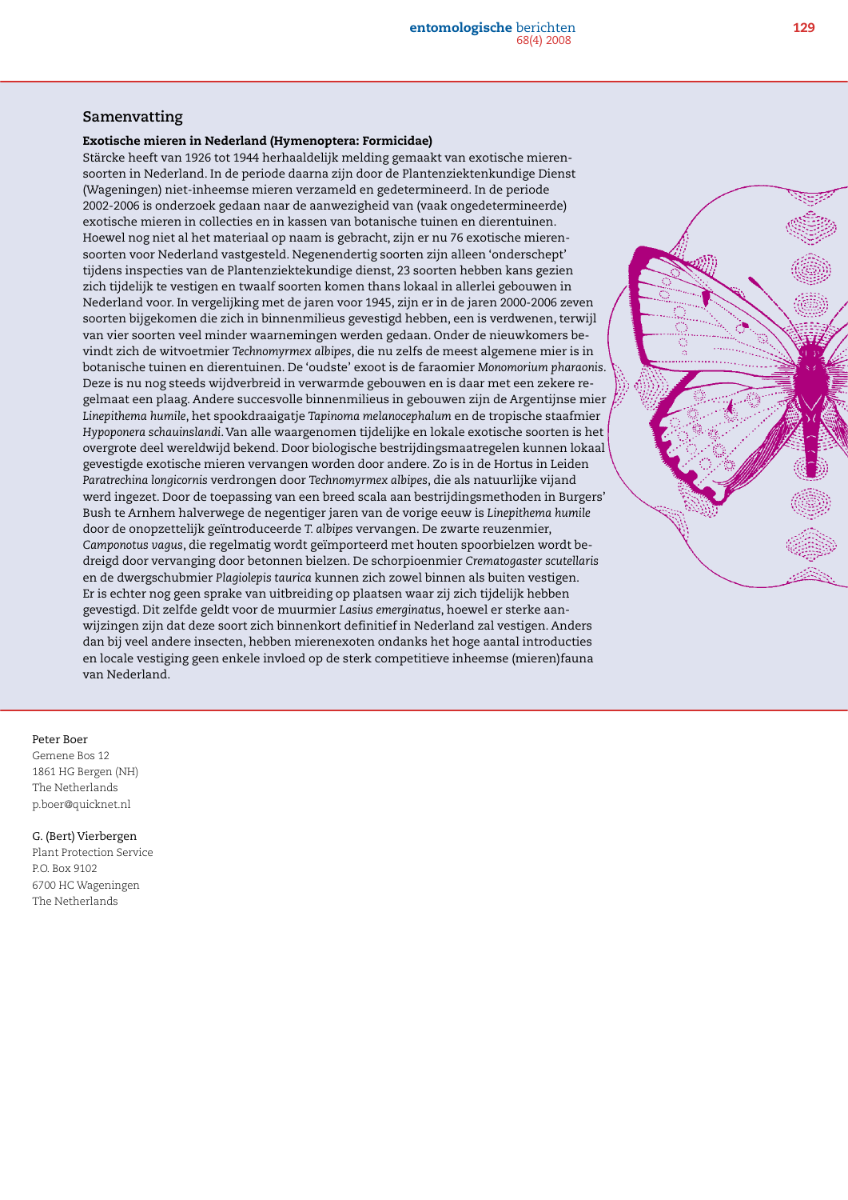## Samenvatting

**Exotische mieren in Nederland (Hymenoptera: Formicidae)**

Stärcke heeft van 1926 tot 1944 herhaaldelijk melding gemaakt van exotische mierensoorten in Nederland. In de periode daarna zijn door de Plantenziektenkundige Dienst (Wageningen) niet-inheemse mieren verzameld en gedetermineerd. In de periode 2002-2006 is onderzoek gedaan naar de aanwezigheid van (vaak ongedetermineerde) exotische mieren in collecties en in kassen van botanische tuinen en dierentuinen. Hoewel nog niet al het materiaal op naam is gebracht, zijn er nu 76 exotische mierensoorten voor Nederland vastgesteld. Negenendertig soorten zijn alleen 'onderschept' tijdens inspecties van de Plantenziektekundige dienst, 23 soorten hebben kans gezien zich tijdelijk te vestigen en twaalf soorten komen thans lokaal in allerlei gebouwen in Nederland voor. In vergelijking met de jaren voor 1945, zijn er in de jaren 2000-2006 zeven soorten bijgekomen die zich in binnenmilieus gevestigd hebben, een is verdwenen, terwijl van vier soorten veel minder waarnemingen werden gedaan. Onder de nieuwkomers bevindt zich de witvoetmier *Technomyrmex albipes*, die nu zelfs de meest algemene mier is in botanische tuinen en dierentuinen. De 'oudste' exoot is de faraomier *Monomorium pharaonis*. Deze is nu nog steeds wijdverbreid in verwarmde gebouwen en is daar met een zekere regelmaat een plaag. Andere succesvolle binnenmilieus in gebouwen zijn de Argentijnse mier *Linepithema humile*, het spookdraaigatje *Tapinoma melanocephalum* en de tropische staafmier *Hypoponera schauinslandi*. Van alle waargenomen tijdelijke en lokale exotische soorten is het overgrote deel wereldwijd bekend. Door biologische bestrijdingsmaatregelen kunnen lokaal gevestigde exotische mieren vervangen worden door andere. Zo is in de Hortus in Leiden *Paratrechina longicornis* verdrongen door *Technomyrmex albipes*, die als natuurlijke vijand werd ingezet. Door de toepassing van een breed scala aan bestrijdingsmethoden in Burgers' Bush te Arnhem halverwege de negentiger jaren van de vorige eeuw is *Linepithema humile* door de onopzettelijk geïntroduceerde *T. albipes* vervangen. De zwarte reuzenmier, *Camponotus vagus*, die regelmatig wordt geïmporteerd met houten spoorbielzen wordt bedreigd door vervanging door betonnen bielzen. De schorpioenmier *Crematogaster scutellaris* en de dwergschubmier *Plagiolepis taurica* kunnen zich zowel binnen als buiten vestigen. Er is echter nog geen sprake van uitbreiding op plaatsen waar zij zich tijdelijk hebben gevestigd. Dit zelfde geldt voor de muurmier *Lasius emerginatus*, hoewel er sterke aanwijzingen zijn dat deze soort zich binnenkort definitief in Nederland zal vestigen. Anders dan bij veel andere insecten, hebben mierenexoten ondanks het hoge aantal introducties en locale vestiging geen enkele invloed op de sterk competitieve inheemse (mieren)fauna van Nederland.

Peter Boer
Gemene Bos 12
1861 HG Bergen (NH)
The Netherlands
p.boer@quicknet.nl

G. (Bert) Vierbergen
Plant Protection Service
P.O. Box 9102
6700 HC Wageningen
The Netherlands